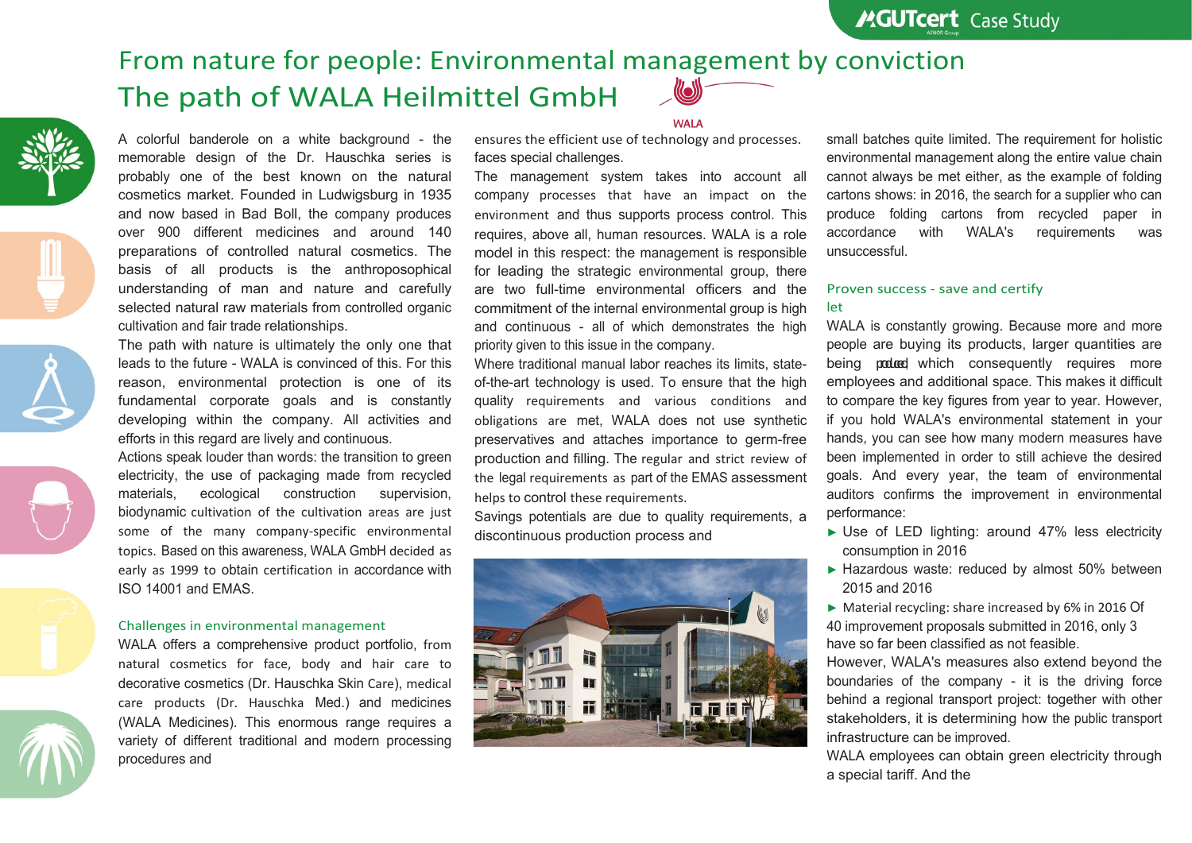# From nature for people: Environmental management by conviction

# The path of WALA Heilmittel GmbH

A colorful banderole on a white background - the memorable design of the Dr. Hauschka series is probably one of the best known on the natural cosmetics market. Founded in Ludwigsburg in 1935 and now based in Bad Boll, the company produces over 900 different medicines and around 140 preparations of controlled natural cosmetics. The basis of all products is the anthroposophical understanding of man and nature and carefully selected natural raw materials from controlled organic cultivation and fair trade relationships.

The path with nature is ultimately the only one that leads to the future - WALA is convinced of this. For this reason, environmental protection is one of its fundamental corporate goals and is constantly developing within the company. All activities and efforts in this regard are lively and continuous.

Actions speak louder than words: the transition to green electricity, the use of packaging made from recycled materials, ecological construction supervision, biodynamic cultivation of the cultivation areas are just some of the many company-specific environmental topics. Based on this awareness, WALA GmbH decided as early as 1999 to obtain certification in accordance with ISO 14001 and EMAS.

## Challenges in environmental management

WALA offers a comprehensive product portfolio, from natural cosmetics for face, body and hair care to decorative cosmetics (Dr. Hauschka Skin Care), medical care products (Dr. Hauschka Med.) and medicines (WALA Medicines). This enormous range requires a variety of different traditional and modern processing procedures and ensures the efficient use of technology and processes. faces special challenges.

The management system takes into account all company processes that have an impact on the environment and thus supports process control. This requires, above all, human resources. WALA is a role model in this respect: the management is responsible for leading the strategic environmental group, there are two full-time environmental officers and the commitment of the internal environmental group is high and continuous - all of which demonstrates the high priority given to this issue in the company.

Where traditional manual labor reaches its limits, state-of-the-art technology is used. To ensure that the high quality requirements and various conditions and obligations are met, WALA does not use synthetic preservatives and attaches importance to germ-free production and filling. The regular and strict review of the legal requirements as part of the EMAS assessment helps to control these requirements.

Savings potentials are due to quality requirements, a discontinuous production process and small batches quite limited. The requirement for holistic environmental management along the entire value chain cannot always be met either, as the example of folding cartons shows: in 2016, the search for a supplier who can produce folding cartons from recycled paper in accordance with WALA's requirements was unsuccessful.

## Proven success - save and certify let

WALA is constantly growing. Because more and more people are buying its products, larger quantities are being produced which consequently requires more employees and additional space. This makes it difficult to compare the key figures from year to year. However, if you hold WALA's environmental statement in your hands, you can see how many modern measures have been implemented in order to still achieve the desired goals. And every year, the team of environmental auditors confirms the improvement in environmental performance:

- Use of LED lighting: around 47% less electricity consumption in 2016
- Hazardous waste: reduced by almost 50% between 2015 and 2016
- Material recycling: share increased by 6% in 2016 Of

40 improvement proposals submitted in 2016, only 3 have so far been classified as not feasible.

However, WALA's measures also extend beyond the boundaries of the company - it is the driving force behind a regional transport project: together with other stakeholders, it is determining how the public transport infrastructure can be improved.

WALA employees can obtain green electricity through a special tariff. And the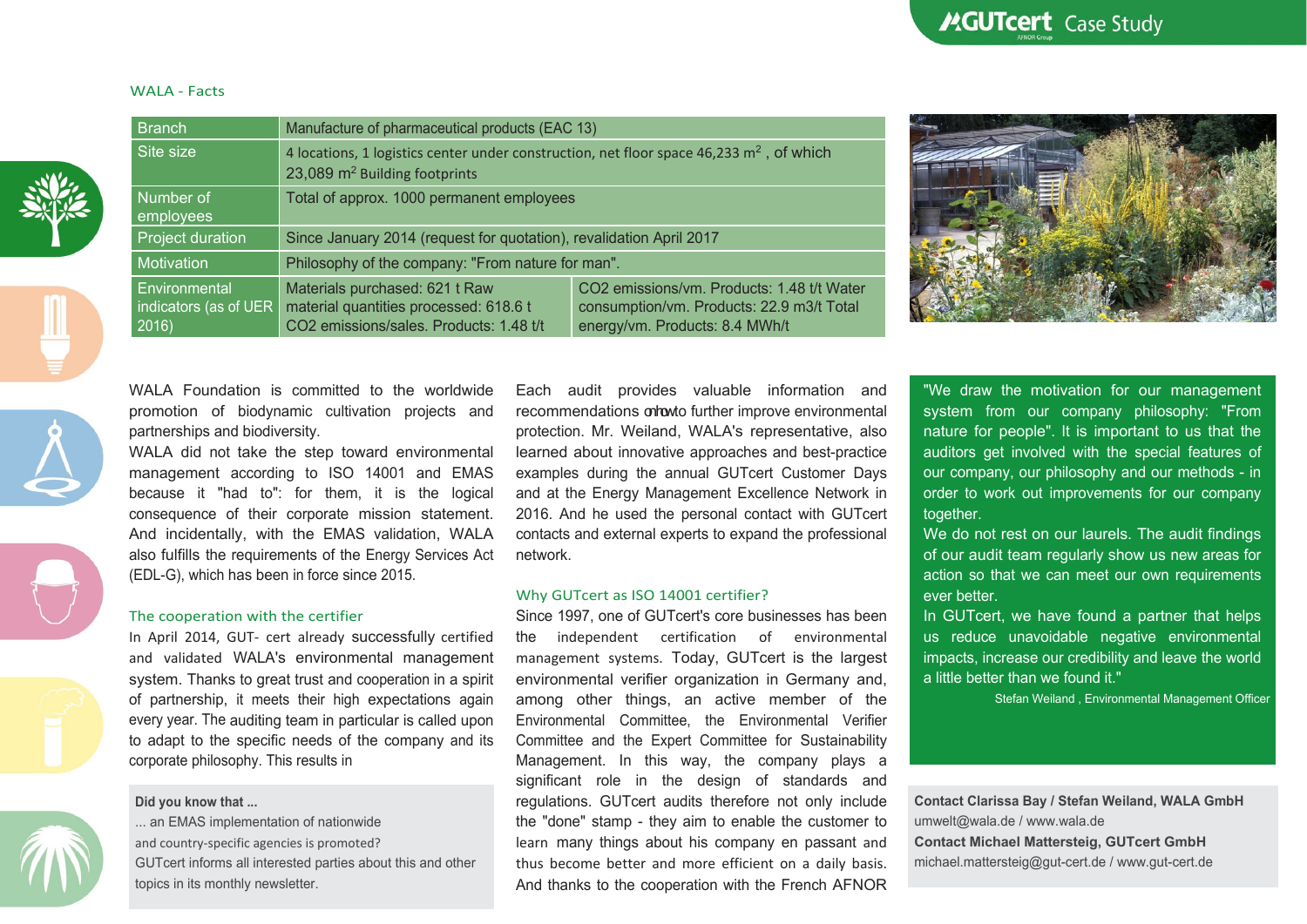## WALA - Facts

| | | |
|---|---|---|
| Branch | Manufacture of pharmaceutical products (EAC 13) | |
| Site size | 4 locations, 1 logistics center under construction, net floor space 46,233 $m^2$ , of which 23,089 $m^2$ Building footprints | |
| Number of employees | Total of approx. 1000 permanent employees | |
| Project duration | Since January 2014 (request for quotation), revalidation April 2017 | |
| Motivation | Philosophy of the company: "From nature for man". | |
| Environmental indicators (as of UER 2016) | Materials purchased: 621 t Raw material quantities processed: 618.6 t $CO_2$ emissions/sales. Products: 1.48 t/t | $CO_2$ emissions/vm. Products: 1.48 t/t Water consumption/vm. Products: 22.9 m3/t Total energy/vm. Products: 8.4 MWh/t |

WALA Foundation is committed to the worldwide promotion of biodynamic cultivation projects and partnerships and biodiversity.
WALA did not take the step toward environmental management according to ISO 14001 and EMAS because it "had to": for them, it is the logical consequence of their corporate mission statement. And incidentally, with the EMAS validation, WALA also fulfills the requirements of the Energy Services Act (EDL-G), which has been in force since 2015.

### The cooperation with the certifier

In April 2014, GUT- cert already successfully certified and validated WALA's environmental management system. Thanks to great trust and cooperation in a spirit of partnership, it meets their high expectations again every year. The auditing team in particular is called upon to adapt to the specific needs of the company and its corporate philosophy. This results in

**Did you know that ...**

... an EMAS implementation of nationwide and country-specific agencies is promoted?
GUTcert informs all interested parties about this and other topics in its monthly newsletter.

Each audit provides valuable information and recommendations on how to further improve environmental protection. Mr. Weiland, WALA's representative, also learned about innovative approaches and best-practice examples during the annual GUTcert Customer Days and at the Energy Management Excellence Network in 2016. And he used the personal contact with GUTcert contacts and external experts to expand the professional network.

### Why GUTcert as ISO 14001 certifier?

Since 1997, one of GUTcert's core businesses has been the independent certification of environmental management systems. Today, GUTcert is the largest environmental verifier organization in Germany and, among other things, an active member of the Environmental Committee, the Environmental Verifier Committee and the Expert Committee for Sustainability Management. In this way, the company plays a significant role in the design of standards and regulations. GUTcert audits therefore not only include the "done" stamp - they aim to enable the customer to learn many things about his company en passant and thus become better and more efficient on a daily basis. And thanks to the cooperation with the French AFNOR

"We draw the motivation for our management system from our company philosophy: "From nature for people". It is important to us that the auditors get involved with the special features of our company, our philosophy and our methods - in order to work out improvements for our company together.
We do not rest on our laurels. The audit findings of our audit team regularly show us new areas for action so that we can meet our own requirements ever better.
In GUTcert, we have found a partner that helps us reduce unavoidable negative environmental impacts, increase our credibility and leave the world a little better than we found it."

Stefan Weiland , Environmental Management Officer

**Contact Clarissa Bay / Stefan Weiland, WALA GmbH**
umwelt@wala.de / www.wala.de
**Contact Michael Mattersteig, GUTcert GmbH**
michael.mattersteig@gut-cert.de / www.gut-cert.de